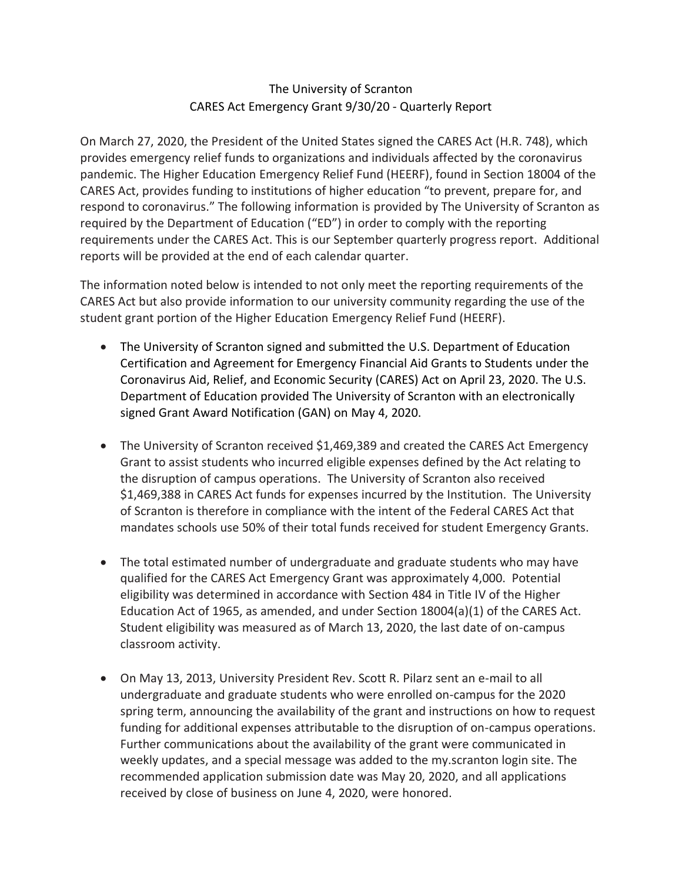# The University of Scranton
## CARES Act Emergency Grant 9/30/20 - Quarterly Report

On March 27, 2020, the President of the United States signed the CARES Act (H.R. 748), which provides emergency relief funds to organizations and individuals affected by the coronavirus pandemic. The Higher Education Emergency Relief Fund (HEERF), found in Section 18004 of the CARES Act, provides funding to institutions of higher education "to prevent, prepare for, and respond to coronavirus." The following information is provided by The University of Scranton as required by the Department of Education ("ED") in order to comply with the reporting requirements under the CARES Act. This is our September quarterly progress report. Additional reports will be provided at the end of each calendar quarter.

The information noted below is intended to not only meet the reporting requirements of the CARES Act but also provide information to our university community regarding the use of the student grant portion of the Higher Education Emergency Relief Fund (HEERF).

- The University of Scranton signed and submitted the U.S. Department of Education Certification and Agreement for Emergency Financial Aid Grants to Students under the Coronavirus Aid, Relief, and Economic Security (CARES) Act on April 23, 2020. The U.S. Department of Education provided The University of Scranton with an electronically signed Grant Award Notification (GAN) on May 4, 2020.

- The University of Scranton received $1,469,389 and created the CARES Act Emergency Grant to assist students who incurred eligible expenses defined by the Act relating to the disruption of campus operations. The University of Scranton also received $1,469,388 in CARES Act funds for expenses incurred by the Institution. The University of Scranton is therefore in compliance with the intent of the Federal CARES Act that mandates schools use 50% of their total funds received for student Emergency Grants.

- The total estimated number of undergraduate and graduate students who may have qualified for the CARES Act Emergency Grant was approximately 4,000. Potential eligibility was determined in accordance with Section 484 in Title IV of the Higher Education Act of 1965, as amended, and under Section 18004(a)(1) of the CARES Act. Student eligibility was measured as of March 13, 2020, the last date of on-campus classroom activity.

- On May 13, 2013, University President Rev. Scott R. Pilarz sent an e-mail to all undergraduate and graduate students who were enrolled on-campus for the 2020 spring term, announcing the availability of the grant and instructions on how to request funding for additional expenses attributable to the disruption of on-campus operations. Further communications about the availability of the grant were communicated in weekly updates, and a special message was added to the my.scranton login site. The recommended application submission date was May 20, 2020, and all applications received by close of business on June 4, 2020, were honored.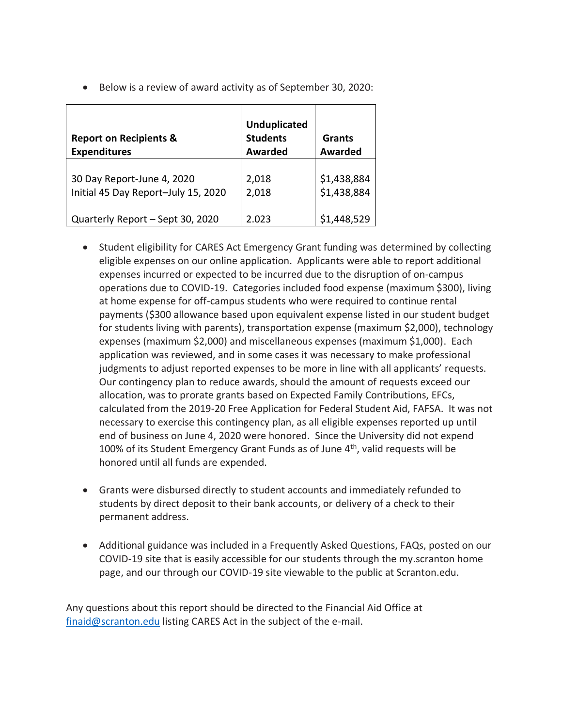- Below is a review of award activity as of September 30, 2020:

| Report on Recipients & Expenditures | Unduplicated Students Awarded | Grants Awarded |
|---|---|---|
| 30 Day Report-June 4, 2020 | 2,018 | $1,438,884 |
| Initial 45 Day Report–July 15, 2020 | 2,018 | $1,438,884 |
| Quarterly Report – Sept 30, 2020 | 2.023 | $1,448,529 |

- Student eligibility for CARES Act Emergency Grant funding was determined by collecting eligible expenses on our online application. Applicants were able to report additional expenses incurred or expected to be incurred due to the disruption of on-campus operations due to COVID-19. Categories included food expense (maximum $300), living at home expense for off-campus students who were required to continue rental payments ($300 allowance based upon equivalent expense listed in our student budget for students living with parents), transportation expense (maximum $2,000), technology expenses (maximum $2,000) and miscellaneous expenses (maximum $1,000). Each application was reviewed, and in some cases it was necessary to make professional judgments to adjust reported expenses to be more in line with all applicants' requests. Our contingency plan to reduce awards, should the amount of requests exceed our allocation, was to prorate grants based on Expected Family Contributions, EFCs, calculated from the 2019-20 Free Application for Federal Student Aid, FAFSA. It was not necessary to exercise this contingency plan, as all eligible expenses reported up until end of business on June 4, 2020 were honored. Since the University did not expend 100% of its Student Emergency Grant Funds as of June 4th, valid requests will be honored until all funds are expended.

- Grants were disbursed directly to student accounts and immediately refunded to students by direct deposit to their bank accounts, or delivery of a check to their permanent address.

- Additional guidance was included in a Frequently Asked Questions, FAQs, posted on our COVID-19 site that is easily accessible for our students through the my.scranton home page, and our through our COVID-19 site viewable to the public at Scranton.edu.

Any questions about this report should be directed to the Financial Aid Office at finaid@scranton.edu listing CARES Act in the subject of the e-mail.